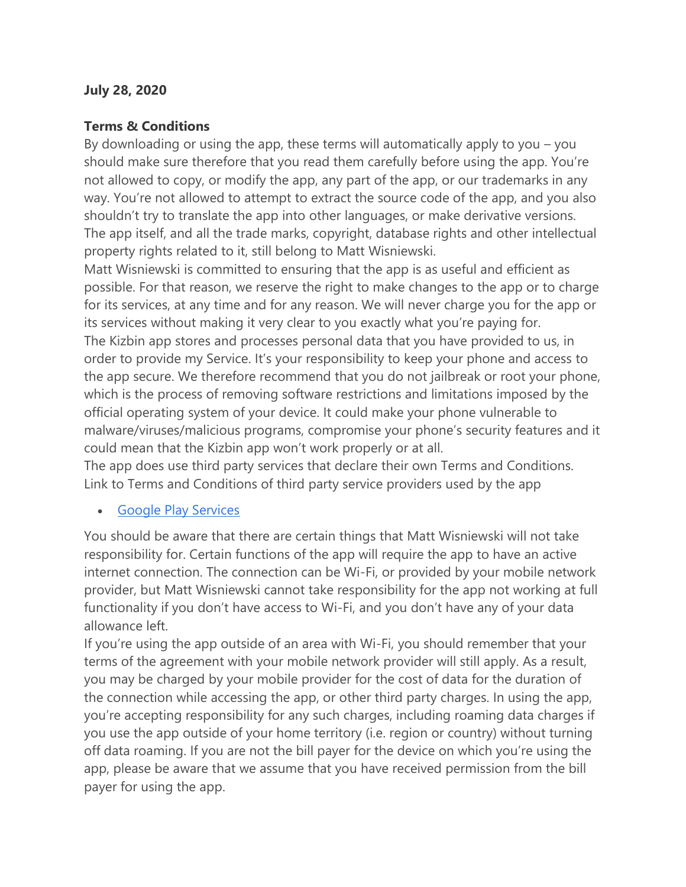**July 28, 2020**

**Terms & Conditions**

By downloading or using the app, these terms will automatically apply to you – you should make sure therefore that you read them carefully before using the app. You're not allowed to copy, or modify the app, any part of the app, or our trademarks in any way. You're not allowed to attempt to extract the source code of the app, and you also shouldn't try to translate the app into other languages, or make derivative versions. The app itself, and all the trade marks, copyright, database rights and other intellectual property rights related to it, still belong to Matt Wisniewski.

Matt Wisniewski is committed to ensuring that the app is as useful and efficient as possible. For that reason, we reserve the right to make changes to the app or to charge for its services, at any time and for any reason. We will never charge you for the app or its services without making it very clear to you exactly what you're paying for.

The Kizbin app stores and processes personal data that you have provided to us, in order to provide my Service. It's your responsibility to keep your phone and access to the app secure. We therefore recommend that you do not jailbreak or root your phone, which is the process of removing software restrictions and limitations imposed by the official operating system of your device. It could make your phone vulnerable to malware/viruses/malicious programs, compromise your phone's security features and it could mean that the Kizbin app won't work properly or at all.

The app does use third party services that declare their own Terms and Conditions. Link to Terms and Conditions of third party service providers used by the app

- Google Play Services

You should be aware that there are certain things that Matt Wisniewski will not take responsibility for. Certain functions of the app will require the app to have an active internet connection. The connection can be Wi-Fi, or provided by your mobile network provider, but Matt Wisniewski cannot take responsibility for the app not working at full functionality if you don't have access to Wi-Fi, and you don't have any of your data allowance left.

If you're using the app outside of an area with Wi-Fi, you should remember that your terms of the agreement with your mobile network provider will still apply. As a result, you may be charged by your mobile provider for the cost of data for the duration of the connection while accessing the app, or other third party charges. In using the app, you're accepting responsibility for any such charges, including roaming data charges if you use the app outside of your home territory (i.e. region or country) without turning off data roaming. If you are not the bill payer for the device on which you're using the app, please be aware that we assume that you have received permission from the bill payer for using the app.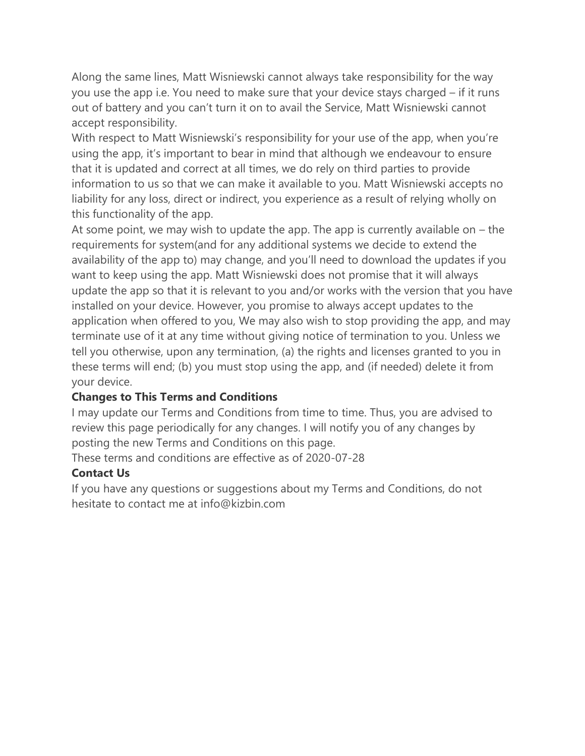Along the same lines, Matt Wisniewski cannot always take responsibility for the way you use the app i.e. You need to make sure that your device stays charged – if it runs out of battery and you can't turn it on to avail the Service, Matt Wisniewski cannot accept responsibility.

With respect to Matt Wisniewski's responsibility for your use of the app, when you're using the app, it's important to bear in mind that although we endeavour to ensure that it is updated and correct at all times, we do rely on third parties to provide information to us so that we can make it available to you. Matt Wisniewski accepts no liability for any loss, direct or indirect, you experience as a result of relying wholly on this functionality of the app.

At some point, we may wish to update the app. The app is currently available on – the requirements for system(and for any additional systems we decide to extend the availability of the app to) may change, and you'll need to download the updates if you want to keep using the app. Matt Wisniewski does not promise that it will always update the app so that it is relevant to you and/or works with the version that you have installed on your device. However, you promise to always accept updates to the application when offered to you, We may also wish to stop providing the app, and may terminate use of it at any time without giving notice of termination to you. Unless we tell you otherwise, upon any termination, (a) the rights and licenses granted to you in these terms will end; (b) you must stop using the app, and (if needed) delete it from your device.

**Changes to This Terms and Conditions**

I may update our Terms and Conditions from time to time. Thus, you are advised to review this page periodically for any changes. I will notify you of any changes by posting the new Terms and Conditions on this page.

These terms and conditions are effective as of 2020-07-28

**Contact Us**

If you have any questions or suggestions about my Terms and Conditions, do not hesitate to contact me at info@kizbin.com